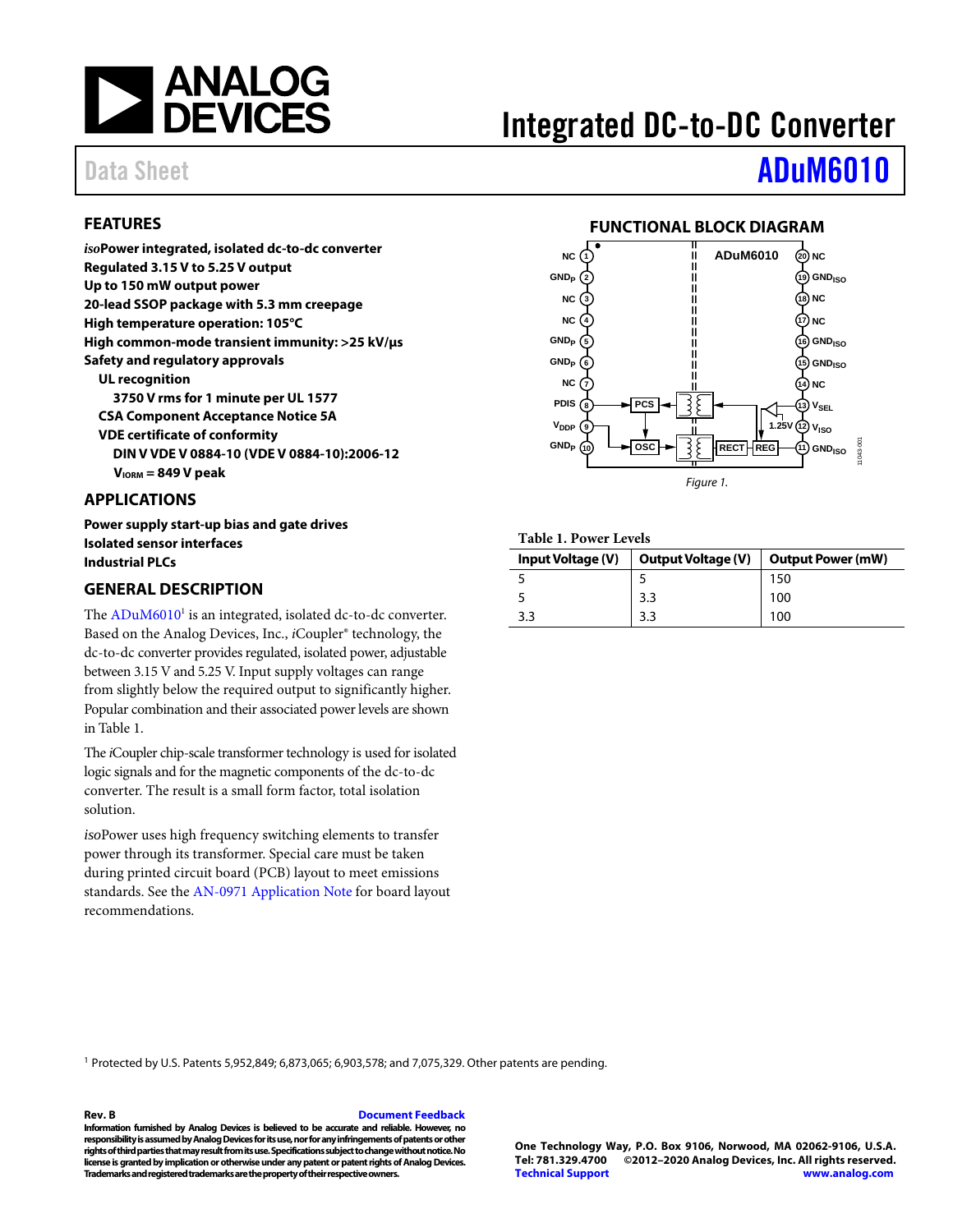# Integrated DC-to-DC Converter

Data Sheet **ADuM6010**

## FEATURES

**_iso_Power integrated, isolated dc-to-dc converter**
**Regulated 3.15 V to 5.25 V output**
**Up to 150 mW output power**
**20-lead SSOP package with 5.3 mm creepage**
**High temperature operation: 105°C**
**High common-mode transient immunity: >25 kV/µs**
**Safety and regulatory approvals**
- **UL recognition**
  - **3750 V rms for 1 minute per UL 1577**
- **CSA Component Acceptance Notice 5A**
- **VDE certificate of conformity**
  - **DIN V VDE V 0884-10 (VDE V 0884-10):2006-12**
  - **$V_{IORM}$ = 849 V peak**

## APPLICATIONS

**Power supply start-up bias and gate drives**
**Isolated sensor interfaces**
**Industrial PLCs**

## GENERAL DESCRIPTION

The ADuM6010[1] is an integrated, isolated dc-to-dc converter. Based on the Analog Devices, Inc., *i*Coupler® technology, the dc-to-dc converter provides regulated, isolated power, adjustable between 3.15 V and 5.25 V. Input supply voltages can range from slightly below the required output to significantly higher. Popular combination and their associated power levels are shown in Table 1.

The *i*Coupler chip-scale transformer technology is used for isolated logic signals and for the magnetic components of the dc-to-dc converter. The result is a small form factor, total isolation solution.

*iso*Power uses high frequency switching elements to transfer power through its transformer. Special care must be taken during printed circuit board (PCB) layout to meet emissions standards. See the AN-0971 Application Note for board layout recommendations.

## FUNCTIONAL BLOCK DIAGRAM

Figure 1.

Table 1. Power Levels

| Input Voltage (V) | Output Voltage (V) | Output Power (mW) |
|---|---|---|
| 5 | 5 | 150 |
| 5 | 3.3 | 100 |
| 3.3 | 3.3 | 100 |

[1] Protected by U.S. Patents 5,952,849; 6,873,065; 6,903,578; and 7,075,329. Other patents are pending.

**Rev. B** Document Feedback
**Information furnished by Analog Devices is believed to be accurate and reliable. However, no responsibility is assumed by Analog Devices for its use, nor for any infringements of patents or other rights of third parties that may result from its use. Specifications subject to change without notice. No license is granted by implication or otherwise under any patent or patent rights of Analog Devices. Trademarks and registered trademarks are the property of their respective owners.**

**One Technology Way, P.O. Box 9106, Norwood, MA 02062-9106, U.S.A.**
**Tel: 781.329.4700 ©2012–2020 Analog Devices, Inc. All rights reserved.**
**Technical Support www.analog.com**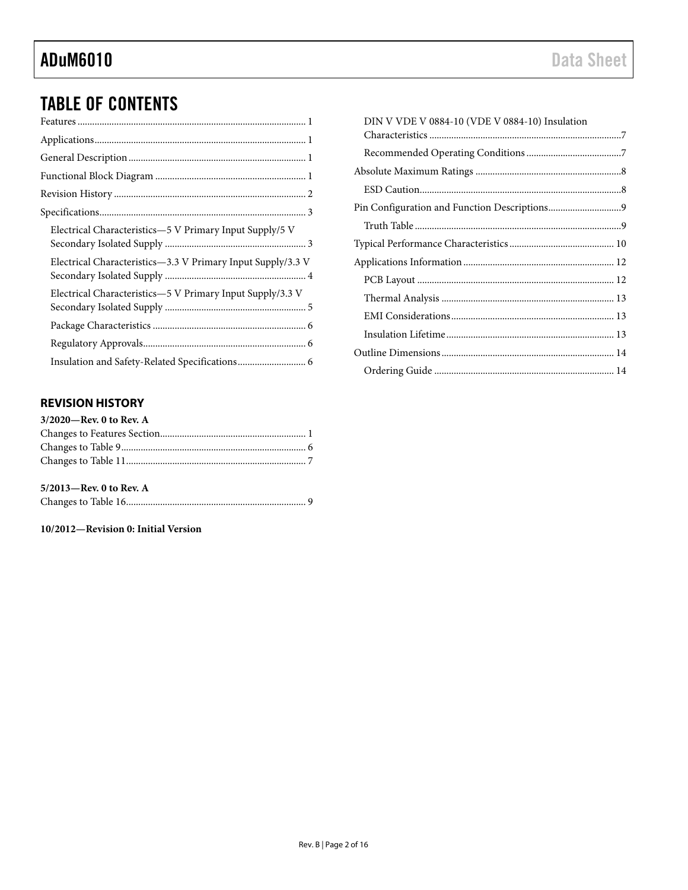# TABLE OF CONTENTS

Features ............................................................................................ 1
Applications...................................................................................... 1
General Description ........................................................................ 1
Functional Block Diagram ............................................................. 1
Revision History .............................................................................. 2
Specifications.................................................................................... 3
  Electrical Characteristics—5 V Primary Input Supply/5 V Secondary Isolated Supply ......................................................... 3
  Electrical Characteristics—3.3 V Primary Input Supply/3.3 V Secondary Isolated Supply ......................................................... 4
  Electrical Characteristics—5 V Primary Input Supply/3.3 V Secondary Isolated Supply ......................................................... 5
  Package Characteristics .............................................................. 6
  Regulatory Approvals.................................................................. 6
  Insulation and Safety-Related Specifications............................ 6
  DIN V VDE V 0884-10 (VDE V 0884-10) Insulation Characteristics ..............................................................................7
  Recommended Operating Conditions .......................................7
Absolute Maximum Ratings ...........................................................8
  ESD Caution..................................................................................8
Pin Configuration and Function Descriptions.............................9
  Truth Table ....................................................................................9
Typical Performance Characteristics .......................................... 10
Applications Information ............................................................. 12
  PCB Layout ................................................................................ 12
  Thermal Analysis ...................................................................... 13
  EMI Considerations .................................................................. 13
  Insulation Lifetime .................................................................... 13
Outline Dimensions ...................................................................... 14
  Ordering Guide ......................................................................... 14

## REVISION HISTORY

**3/2020—Rev. 0 to Rev. A**

Changes to Features Section........................................................... 1
Changes to Table 9........................................................................... 6
Changes to Table 11......................................................................... 7

**5/2013—Rev. 0 to Rev. A**

Changes to Table 16......................................................................... 9

**10/2012—Revision 0: Initial Version**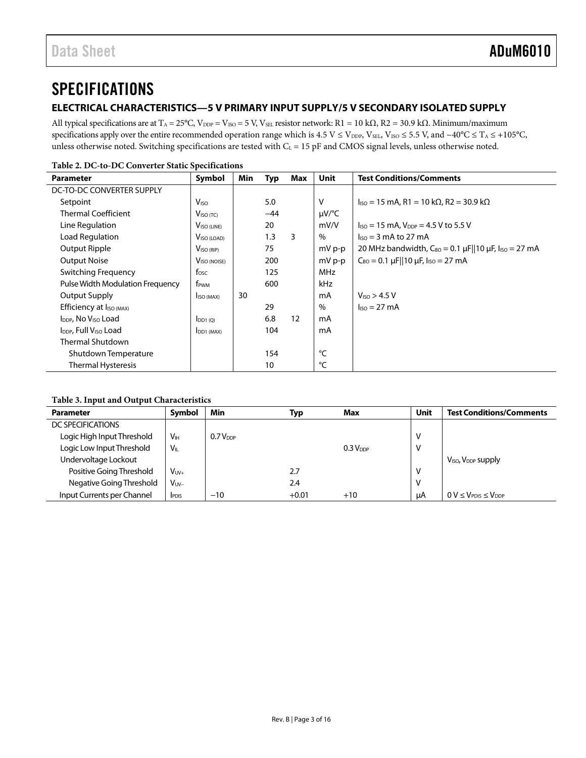# SPECIFICATIONS

## ELECTRICAL CHARACTERISTICS—5 V PRIMARY INPUT SUPPLY/5 V SECONDARY ISOLATED SUPPLY

All typical specifications are at $T_A$ = 25°C, $V_{DDP}$ = $V_{ISO}$ = 5 V, $V_{SEL}$ resistor network: R1 = 10 kΩ, R2 = 30.9 kΩ. Minimum/maximum specifications apply over the entire recommended operation range which is 4.5 V ≤ $V_{DDP}$, $V_{SEL}$, $V_{ISO}$ ≤ 5.5 V, and −40°C ≤ $T_A$ ≤ +105°C, unless otherwise noted. Switching specifications are tested with $C_L$ = 15 pF and CMOS signal levels, unless otherwise noted.

**Table 2. DC-to-DC Converter Static Specifications**

| Parameter | Symbol | Min | Typ | Max | Unit | Test Conditions/Comments |
|---|---|---|---|---|---|---|
| DC-TO-DC CONVERTER SUPPLY | | | | | | |
| Setpoint | $V_{ISO}$ | | 5.0 | | V | $I_{ISO}$ = 15 mA, R1 = 10 kΩ, R2 = 30.9 kΩ |
| Thermal Coefficient | $V_{ISO (TC)}$ | | −44 | | µV/°C | |
| Line Regulation | $V_{ISO (LINE)}$ | | 20 | | mV/V | $I_{ISO}$ = 15 mA, $V_{DDP}$ = 4.5 V to 5.5 V |
| Load Regulation | $V_{ISO (LOAD)}$ | | 1.3 | 3 | % | $I_{ISO}$ = 3 mA to 27 mA |
| Output Ripple | $V_{ISO (RIP)}$ | | 75 | | mV p-p | 20 MHz bandwidth, $C_{BO}$ = 0.1 µF\|\|10 µF, $I_{ISO}$ = 27 mA |
| Output Noise | $V_{ISO (NOISE)}$ | | 200 | | mV p-p | $C_{BO}$ = 0.1 µF\|\|10 µF, $I_{ISO}$ = 27 mA |
| Switching Frequency | $f_{OSC}$ | | 125 | | MHz | |
| Pulse Width Modulation Frequency | $f_{PWM}$ | | 600 | | kHz | |
| Output Supply | $I_{ISO (MAX)}$ | 30 | | | mA | $V_{ISO}$ > 4.5 V |
| Efficiency at $I_{ISO (MAX)}$ | | | 29 | | % | $I_{ISO}$ = 27 mA |
| $I_{DDP}$, No $V_{ISO}$ Load | $I_{DD1 (Q)}$ | | 6.8 | 12 | mA | |
| $I_{DDP}$, Full $V_{ISO}$ Load | $I_{DD1 (MAX)}$ | | 104 | | mA | |
| Thermal Shutdown | | | | | | |
| Shutdown Temperature | | | 154 | | °C | |
| Thermal Hysteresis | | | 10 | | °C | |

**Table 3. Input and Output Characteristics**

| Parameter | Symbol | Min | Typ | Max | Unit | Test Conditions/Comments |
|---|---|---|---|---|---|---|
| DC SPECIFICATIONS | | | | | | |
| Logic High Input Threshold | $V_{IH}$ | 0.7 $V_{DDP}$ | | | V | |
| Logic Low Input Threshold | $V_{IL}$ | | | 0.3 $V_{DDP}$ | V | |
| Undervoltage Lockout | | | | | | $V_{ISO}$, $V_{DDP}$ supply |
| Positive Going Threshold | $V_{UV+}$ | | 2.7 | | V | |
| Negative Going Threshold | $V_{UV-}$ | | 2.4 | | V | |
| Input Currents per Channel | $I_{PDIS}$ | −10 | +0.01 | +10 | µA | 0 V ≤ $V_{PDIS}$ ≤ $V_{DDP}$ |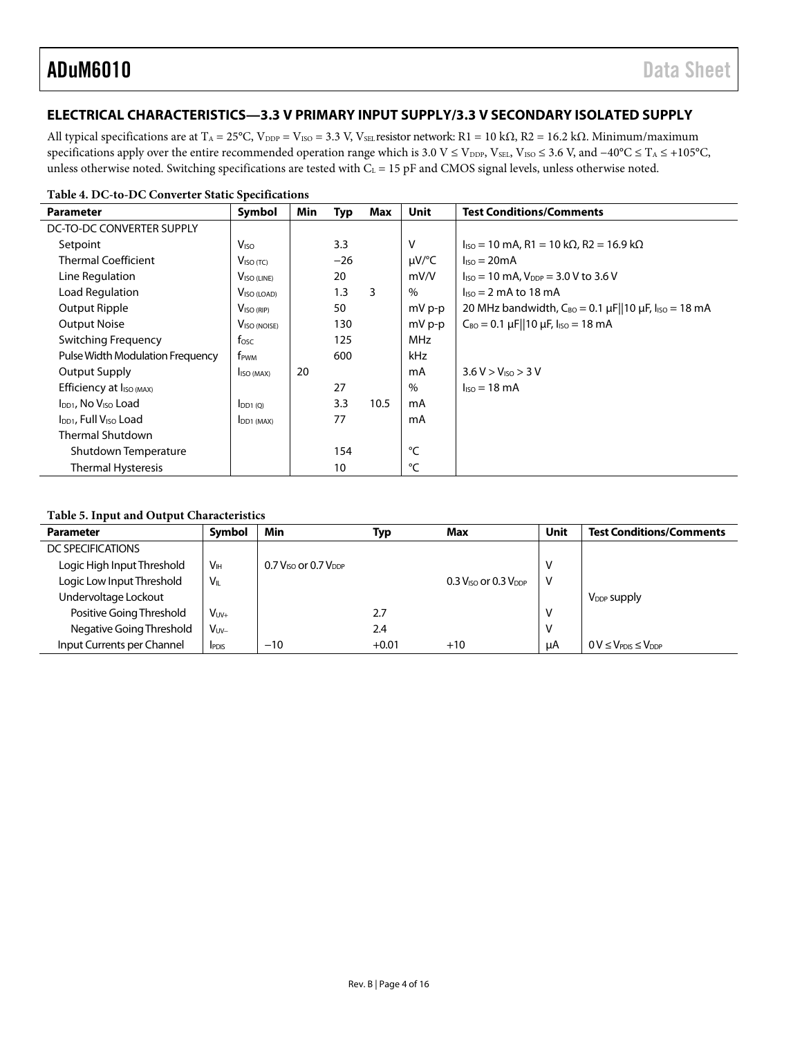## ELECTRICAL CHARACTERISTICS—3.3 V PRIMARY INPUT SUPPLY/3.3 V SECONDARY ISOLATED SUPPLY

All typical specifications are at $T_A$ = 25°C, $V_{DDP}$ = $V_{ISO}$ = 3.3 V, $V_{SEL}$ resistor network: R1 = 10 kΩ, R2 = 16.2 kΩ. Minimum/maximum specifications apply over the entire recommended operation range which is 3.0 V ≤ $V_{DDP}$, $V_{SEL}$, $V_{ISO}$ ≤ 3.6 V, and −40°C ≤ $T_A$ ≤ +105°C, unless otherwise noted. Switching specifications are tested with $C_L$ = 15 pF and CMOS signal levels, unless otherwise noted.

**Table 4. DC-to-DC Converter Static Specifications**

| Parameter | Symbol | Min | Typ | Max | Unit | Test Conditions/Comments |
|---|---|---|---|---|---|---|
| DC-TO-DC CONVERTER SUPPLY | | | | | | |
| Setpoint | $V_{ISO}$ | | 3.3 | | V | $I_{ISO}$ = 10 mA, R1 = 10 kΩ, R2 = 16.9 kΩ |
| Thermal Coefficient | $V_{ISO (TC)}$ | | −26 | | μV/°C | $I_{ISO}$ = 20mA |
| Line Regulation | $V_{ISO (LINE)}$ | | 20 | | mV/V | $I_{ISO}$ = 10 mA, $V_{DDP}$ = 3.0 V to 3.6 V |
| Load Regulation | $V_{ISO (LOAD)}$ | | 1.3 | 3 | % | $I_{ISO}$ = 2 mA to 18 mA |
| Output Ripple | $V_{ISO (RIP)}$ | | 50 | | mV p-p | 20 MHz bandwidth, $C_{BO}$ = 0.1 μF‖10 μF, $I_{ISO}$ = 18 mA |
| Output Noise | $V_{ISO (NOISE)}$ | | 130 | | mV p-p | $C_{BO}$ = 0.1 μF‖10 μF, $I_{ISO}$ = 18 mA |
| Switching Frequency | $f_{OSC}$ | | 125 | | MHz | |
| Pulse Width Modulation Frequency | $f_{PWM}$ | | 600 | | kHz | |
| Output Supply | $I_{ISO (MAX)}$ | 20 | | | mA | 3.6 V > $V_{ISO}$ > 3 V |
| Efficiency at $I_{ISO (MAX)}$ | | | 27 | | % | $I_{ISO}$ = 18 mA |
| $I_{DD1}$, No $V_{ISO}$ Load | $I_{DD1 (Q)}$ | | 3.3 | 10.5 | mA | |
| $I_{DD1}$, Full $V_{ISO}$ Load | $I_{DD1 (MAX)}$ | | 77 | | mA | |
| Thermal Shutdown | | | | | | |
| Shutdown Temperature | | | 154 | | °C | |
| Thermal Hysteresis | | | 10 | | °C | |

**Table 5. Input and Output Characteristics**

| Parameter | Symbol | Min | Typ | Max | Unit | Test Conditions/Comments |
|---|---|---|---|---|---|---|
| DC SPECIFICATIONS | | | | | | |
| Logic High Input Threshold | $V_{IH}$ | 0.7 $V_{ISO}$ or 0.7 $V_{DDP}$ | | | V | |
| Logic Low Input Threshold | $V_{IL}$ | | | 0.3 $V_{ISO}$ or 0.3 $V_{DDP}$ | V | |
| Undervoltage Lockout | | | | | | $V_{DDP}$ supply |
| Positive Going Threshold | $V_{UV+}$ | | 2.7 | | V | |
| Negative Going Threshold | $V_{UV-}$ | | 2.4 | | V | |
| Input Currents per Channel | $I_{PDIS}$ | −10 | +0.01 | +10 | μA | 0 V ≤ $V_{PDIS}$ ≤ $V_{DDP}$ |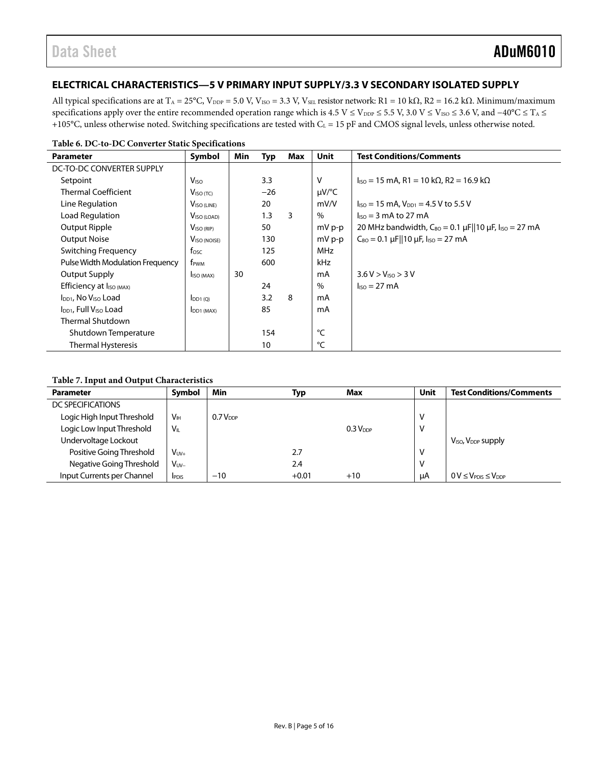## ELECTRICAL CHARACTERISTICS—5 V PRIMARY INPUT SUPPLY/3.3 V SECONDARY ISOLATED SUPPLY

All typical specifications are at $T_A$ = 25°C, $V_{DDP}$ = 5.0 V, $V_{ISO}$ = 3.3 V, $V_{SEL}$ resistor network: R1 = 10 kΩ, R2 = 16.2 kΩ. Minimum/maximum specifications apply over the entire recommended operation range which is 4.5 V ≤ $V_{DDP}$ ≤ 5.5 V, 3.0 V ≤ $V_{ISO}$ ≤ 3.6 V, and −40°C ≤ $T_A$ ≤ +105°C, unless otherwise noted. Switching specifications are tested with $C_L$ = 15 pF and CMOS signal levels, unless otherwise noted.

**Table 6. DC-to-DC Converter Static Specifications**

| Parameter | Symbol | Min | Typ | Max | Unit | Test Conditions/Comments |
|---|---|---|---|---|---|---|
| DC-TO-DC CONVERTER SUPPLY | | | | | | |
| Setpoint | $V_{ISO}$ | | 3.3 | | V | $I_{ISO}$ = 15 mA, R1 = 10 kΩ, R2 = 16.9 kΩ |
| Thermal Coefficient | $V_{ISO (TC)}$ | | −26 | | μV/°C | |
| Line Regulation | $V_{ISO (LINE)}$ | | 20 | | mV/V | $I_{ISO}$ = 15 mA, $V_{DD1}$ = 4.5 V to 5.5 V |
| Load Regulation | $V_{ISO (LOAD)}$ | | 1.3 | 3 | % | $I_{ISO}$ = 3 mA to 27 mA |
| Output Ripple | $V_{ISO (RIP)}$ | | 50 | | mV p-p | 20 MHz bandwidth, $C_{BO}$ = 0.1 μF‖10 μF, $I_{ISO}$ = 27 mA |
| Output Noise | $V_{ISO (NOISE)}$ | | 130 | | mV p-p | $C_{BO}$ = 0.1 μF‖10 μF, $I_{ISO}$ = 27 mA |
| Switching Frequency | $f_{OSC}$ | | 125 | | MHz | |
| Pulse Width Modulation Frequency | $f_{PWM}$ | | 600 | | kHz | |
| Output Supply | $I_{ISO (MAX)}$ | 30 | | | mA | 3.6 V > $V_{ISO}$ > 3 V |
| Efficiency at $I_{ISO (MAX)}$ | | | 24 | | % | $I_{ISO}$ = 27 mA |
| $I_{DD1}$, No $V_{ISO}$ Load | $I_{DD1 (Q)}$ | | 3.2 | 8 | mA | |
| $I_{DD1}$, Full $V_{ISO}$ Load | $I_{DD1 (MAX)}$ | | 85 | | mA | |
| Thermal Shutdown | | | | | | |
| Shutdown Temperature | | | 154 | | °C | |
| Thermal Hysteresis | | | 10 | | °C | |

**Table 7. Input and Output Characteristics**

| Parameter | Symbol | Min | Typ | Max | Unit | Test Conditions/Comments |
|---|---|---|---|---|---|---|
| DC SPECIFICATIONS | | | | | | |
| Logic High Input Threshold | $V_{IH}$ | 0.7 $V_{DDP}$ | | | V | |
| Logic Low Input Threshold | $V_{IL}$ | | | 0.3 $V_{DDP}$ | V | |
| Undervoltage Lockout | | | | | | $V_{ISO}$, $V_{DDP}$ supply |
| Positive Going Threshold | $V_{UV+}$ | | 2.7 | | V | |
| Negative Going Threshold | $V_{UV-}$ | | 2.4 | | V | |
| Input Currents per Channel | $I_{PDIS}$ | −10 | +0.01 | +10 | μA | 0 V ≤ $V_{PDIS}$ ≤ $V_{DDP}$ |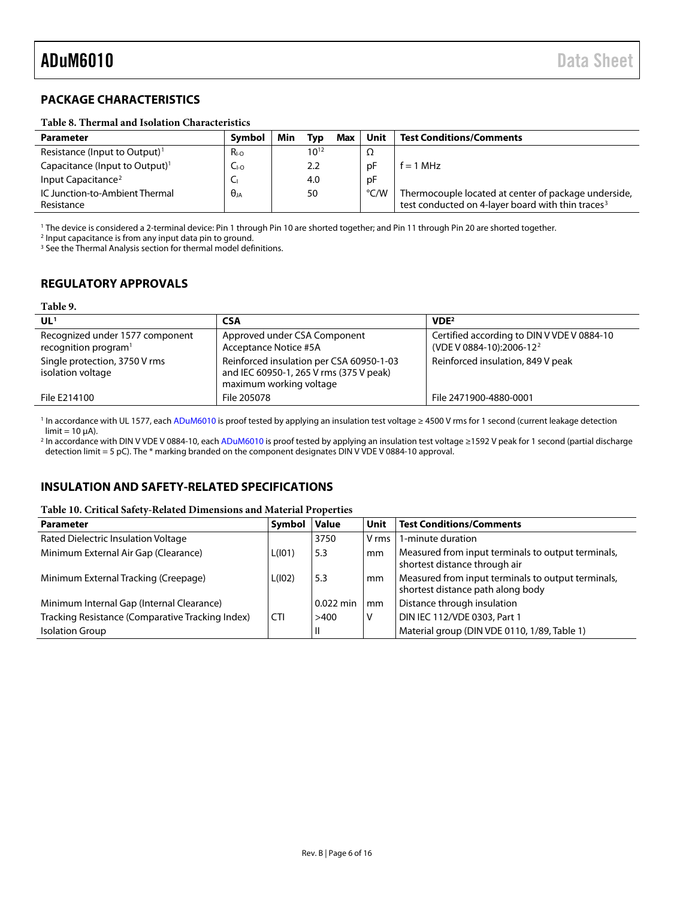## PACKAGE CHARACTERISTICS

**Table 8. Thermal and Isolation Characteristics**

| Parameter | Symbol | Min | Typ | Max | Unit | Test Conditions/Comments |
|---|---|---|---|---|---|---|
| Resistance (Input to Output)[1] | $R_{I-O}$ | | $10^{12}$ | | Ω | |
| Capacitance (Input to Output)[1] | $C_{I-O}$ | | 2.2 | | pF | f = 1 MHz |
| Input Capacitance[2] | $C_I$ | | 4.0 | | pF | |
| IC Junction-to-Ambient Thermal Resistance | $\theta_{JA}$ | | 50 | | °C/W | Thermocouple located at center of package underside, test conducted on 4-layer board with thin traces[3] |

[1] The device is considered a 2-terminal device: Pin 1 through Pin 10 are shorted together; and Pin 11 through Pin 20 are shorted together.
[2] Input capacitance is from any input data pin to ground.
[3] See the Thermal Analysis section for thermal model definitions.

## REGULATORY APPROVALS

**Table 9.**

| UL[1] | CSA | VDE[2] |
|---|---|---|
| Recognized under 1577 component recognition program[1] | Approved under CSA Component Acceptance Notice #5A | Certified according to DIN V VDE V 0884-10 (VDE V 0884-10):2006-12[2] |
| Single protection, 3750 V rms isolation voltage | Reinforced insulation per CSA 60950-1-03 and IEC 60950-1, 265 V rms (375 V peak) maximum working voltage | Reinforced insulation, 849 V peak |
| File E214100 | File 205078 | File 2471900-4880-0001 |

[1] In accordance with UL 1577, each ADuM6010 is proof tested by applying an insulation test voltage ≥ 4500 V rms for 1 second (current leakage detection limit = 10 µA).
[2] In accordance with DIN V VDE V 0884-10, each ADuM6010 is proof tested by applying an insulation test voltage ≥1592 V peak for 1 second (partial discharge detection limit = 5 pC). The * marking branded on the component designates DIN V VDE V 0884-10 approval.

## INSULATION AND SAFETY-RELATED SPECIFICATIONS

**Table 10. Critical Safety-Related Dimensions and Material Properties**

| Parameter | Symbol | Value | Unit | Test Conditions/Comments |
|---|---|---|---|---|
| Rated Dielectric Insulation Voltage | | 3750 | V rms | 1-minute duration |
| Minimum External Air Gap (Clearance) | L(I01) | 5.3 | mm | Measured from input terminals to output terminals, shortest distance through air |
| Minimum External Tracking (Creepage) | L(I02) | 5.3 | mm | Measured from input terminals to output terminals, shortest distance path along body |
| Minimum Internal Gap (Internal Clearance) | | 0.022 min | mm | Distance through insulation |
| Tracking Resistance (Comparative Tracking Index) | CTI | >400 | V | DIN IEC 112/VDE 0303, Part 1 |
| Isolation Group | | II | | Material group (DIN VDE 0110, 1/89, Table 1) |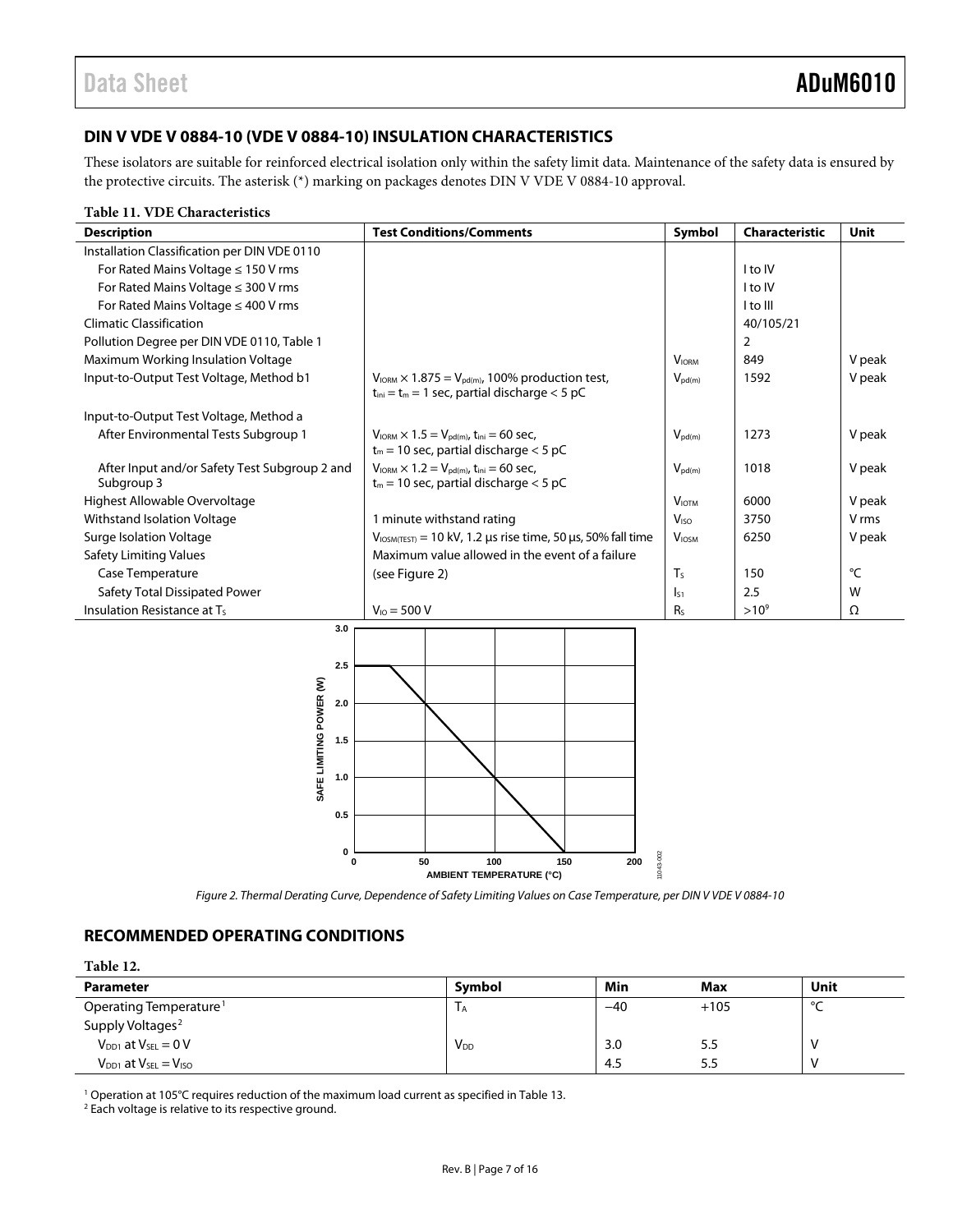## DIN V VDE V 0884-10 (VDE V 0884-10) INSULATION CHARACTERISTICS

These isolators are suitable for reinforced electrical isolation only within the safety limit data. Maintenance of the safety data is ensured by the protective circuits. The asterisk (*) marking on packages denotes DIN V VDE V 0884-10 approval.

**Table 11. VDE Characteristics**

| Description | Test Conditions/Comments | Symbol | Characteristic | Unit |
|---|---|---|---|---|
| Installation Classification per DIN VDE 0110 | | | | |
| For Rated Mains Voltage ≤ 150 V rms | | | I to IV | |
| For Rated Mains Voltage ≤ 300 V rms | | | I to IV | |
| For Rated Mains Voltage ≤ 400 V rms | | | I to III | |
| Climatic Classification | | | 40/105/21 | |
| Pollution Degree per DIN VDE 0110, Table 1 | | | 2 | |
| Maximum Working Insulation Voltage | | $V_{IORM}$ | 849 | V peak |
| Input-to-Output Test Voltage, Method b1 | $V_{IORM} \times 1.875 = V_{pd(m)}$, 100% production test, $t_{ini} = t_m = 1$ sec, partial discharge < 5 pC | $V_{pd(m)}$ | 1592 | V peak |
| Input-to-Output Test Voltage, Method a | | | | |
| After Environmental Tests Subgroup 1 | $V_{IORM} \times 1.5 = V_{pd(m)}$, $t_{ini} = 60$ sec, $t_m = 10$ sec, partial discharge < 5 pC | $V_{pd(m)}$ | 1273 | V peak |
| After Input and/or Safety Test Subgroup 2 and Subgroup 3 | $V_{IORM} \times 1.2 = V_{pd(m)}$, $t_{ini} = 60$ sec, $t_m = 10$ sec, partial discharge < 5 pC | $V_{pd(m)}$ | 1018 | V peak |
| Highest Allowable Overvoltage | | $V_{IOTM}$ | 6000 | V peak |
| Withstand Isolation Voltage | 1 minute withstand rating | $V_{ISO}$ | 3750 | V rms |
| Surge Isolation Voltage | $V_{IOSM(TEST)} = 10$ kV, 1.2 µs rise time, 50 µs, 50% fall time | $V_{IOSM}$ | 6250 | V peak |
| Safety Limiting Values | Maximum value allowed in the event of a failure | | | |
| Case Temperature | (see Figure 2) | $T_S$ | 150 | °C |
| Safety Total Dissipated Power | | $I_{S1}$ | 2.5 | W |
| Insulation Resistance at $T_S$ | $V_{IO} = 500$ V | $R_S$ | $>10^9$ | Ω |

*Figure 2. Thermal Derating Curve, Dependence of Safety Limiting Values on Case Temperature, per DIN V VDE V 0884-10*

## RECOMMENDED OPERATING CONDITIONS

**Table 12.**

| Parameter | Symbol | Min | Max | Unit |
|---|---|---|---|---|
| Operating Temperature[1] | $T_A$ | −40 | +105 | °C |
| Supply Voltages[2] | | | | |
| $V_{DD1}$ at $V_{SEL} = 0$ V | $V_{DD}$ | 3.0 | 5.5 | V |
| $V_{DD1}$ at $V_{SEL} = V_{ISO}$ | | 4.5 | 5.5 | V |

[1] Operation at 105°C requires reduction of the maximum load current as specified in Table 13.
[2] Each voltage is relative to its respective ground.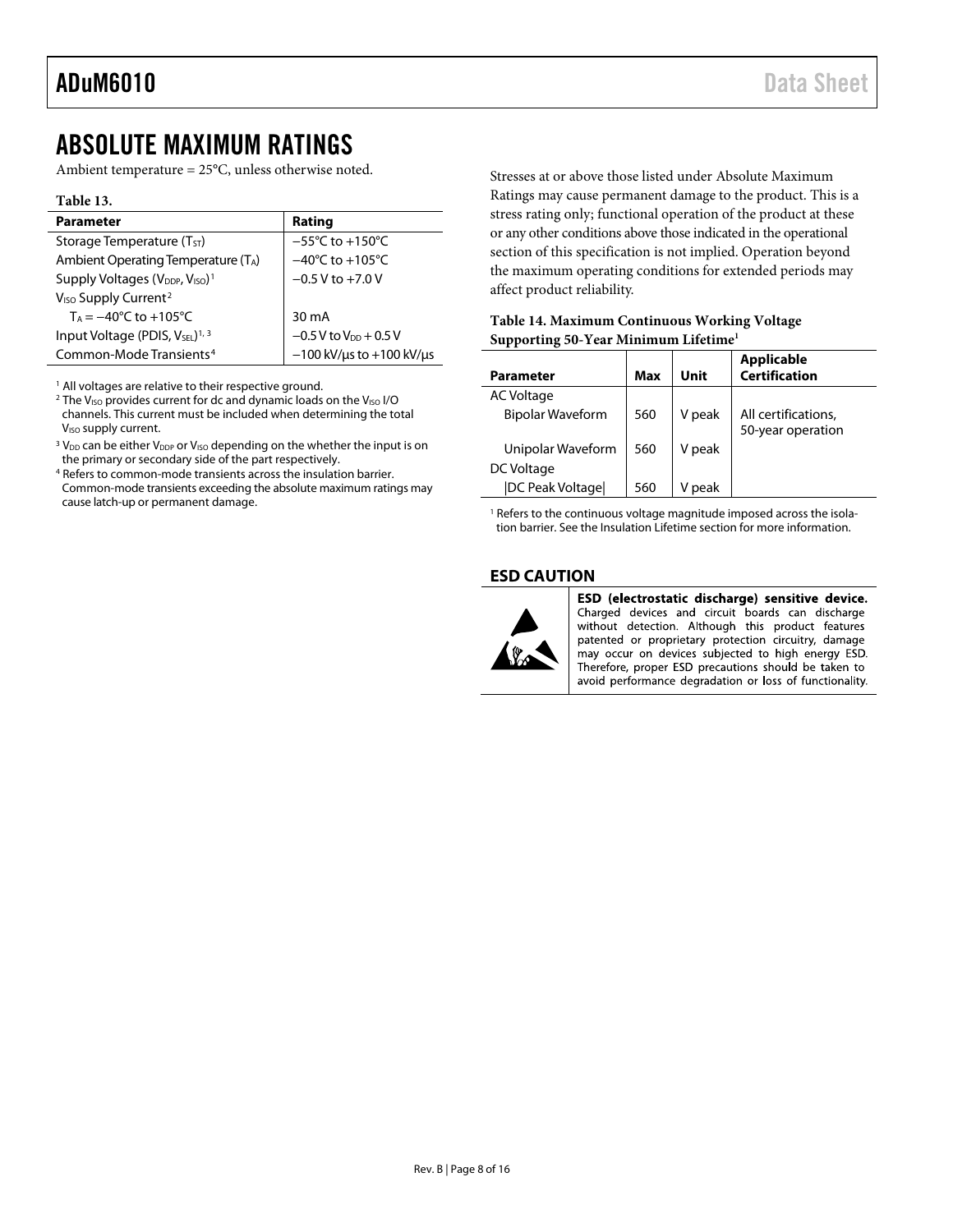# ABSOLUTE MAXIMUM RATINGS

Ambient temperature = 25°C, unless otherwise noted.

**Table 13.**

| Parameter | Rating |
|---|---|
| Storage Temperature ($T_{ST}$) | −55°C to +150°C |
| Ambient Operating Temperature ($T_A$) | −40°C to +105°C |
| Supply Voltages ($V_{DDP}$, $V_{ISO}$)[1] | −0.5 V to +7.0 V |
| $V_{ISO}$ Supply Current[2] | |
| $T_A$ = −40°C to +105°C | 30 mA |
| Input Voltage (PDIS, $V_{SEL}$)[1, 3] | −0.5 V to $V_{DD}$ + 0.5 V |
| Common-Mode Transients[4] | −100 kV/µs to +100 kV/µs |

[1] All voltages are relative to their respective ground.

[2] The $V_{ISO}$ provides current for dc and dynamic loads on the $V_{ISO}$ I/O channels. This current must be included when determining the total $V_{ISO}$ supply current.

[3] $V_{DD}$ can be either $V_{DDP}$ or $V_{ISO}$ depending on the whether the input is on the primary or secondary side of the part respectively.

[4] Refers to common-mode transients across the insulation barrier. Common-mode transients exceeding the absolute maximum ratings may cause latch-up or permanent damage.

Stresses at or above those listed under Absolute Maximum Ratings may cause permanent damage to the product. This is a stress rating only; functional operation of the product at these or any other conditions above those indicated in the operational section of this specification is not implied. Operation beyond the maximum operating conditions for extended periods may affect product reliability.

**Table 14. Maximum Continuous Working Voltage Supporting 50-Year Minimum Lifetime[1]**

| Parameter | Max | Unit | Applicable Certification |
|---|---|---|---|
| AC Voltage | | | |
| Bipolar Waveform | 560 | V peak | All certifications, 50-year operation |
| Unipolar Waveform | 560 | V peak | |
| DC Voltage | | | |
| \|DC Peak Voltage\| | 560 | V peak | |

[1] Refers to the continuous voltage magnitude imposed across the isolation barrier. See the Insulation Lifetime section for more information.

## ESD CAUTION

**ESD (electrostatic discharge) sensitive device.** Charged devices and circuit boards can discharge without detection. Although this product features patented or proprietary protection circuitry, damage may occur on devices subjected to high energy ESD. Therefore, proper ESD precautions should be taken to avoid performance degradation or loss of functionality.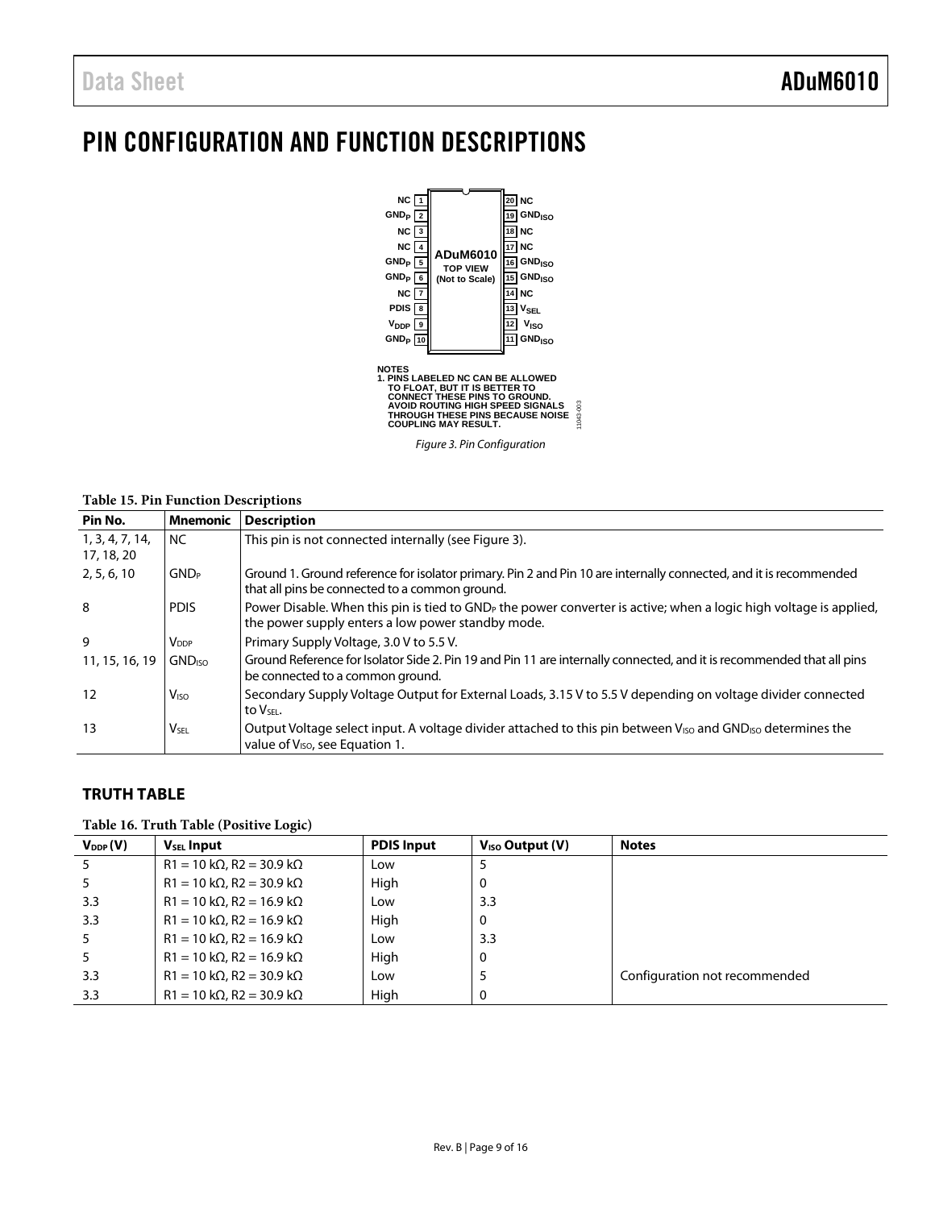# PIN CONFIGURATION AND FUNCTION DESCRIPTIONS

NOTES
1. PINS LABELED NC CAN BE ALLOWED TO FLOAT, BUT IT IS BETTER TO CONNECT THESE PINS TO GROUND. AVOID ROUTING HIGH SPEED SIGNALS THROUGH THESE PINS BECAUSE NOISE COUPLING MAY RESULT.

*Figure 3. Pin Configuration*

**Table 15. Pin Function Descriptions**

| Pin No. | Mnemonic | Description |
|---|---|---|
| 1, 3, 4, 7, 14, 17, 18, 20 | NC | This pin is not connected internally (see Figure 3). |
| 2, 5, 6, 10 | $GND_P$ | Ground 1. Ground reference for isolator primary. Pin 2 and Pin 10 are internally connected, and it is recommended that all pins be connected to a common ground. |
| 8 | PDIS | Power Disable. When this pin is tied to $GND_P$ the power converter is active; when a logic high voltage is applied, the power supply enters a low power standby mode. |
| 9 | $V_{DDP}$ | Primary Supply Voltage, 3.0 V to 5.5 V. |
| 11, 15, 16, 19 | $GND_{ISO}$ | Ground Reference for Isolator Side 2. Pin 19 and Pin 11 are internally connected, and it is recommended that all pins be connected to a common ground. |
| 12 | $V_{ISO}$ | Secondary Supply Voltage Output for External Loads, 3.15 V to 5.5 V depending on voltage divider connected to $V_{SEL}$. |
| 13 | $V_{SEL}$ | Output Voltage select input. A voltage divider attached to this pin between $V_{ISO}$ and $GND_{ISO}$ determines the value of $V_{ISO}$, see Equation 1. |

## TRUTH TABLE

**Table 16. Truth Table (Positive Logic)**

| $V_{DDP}$ (V) | $V_{SEL}$ Input | PDIS Input | $V_{ISO}$ Output (V) | Notes |
|---|---|---|---|---|
| 5 | R1 = 10 kΩ, R2 = 30.9 kΩ | Low | 5 | |
| 5 | R1 = 10 kΩ, R2 = 30.9 kΩ | High | 0 | |
| 3.3 | R1 = 10 kΩ, R2 = 16.9 kΩ | Low | 3.3 | |
| 3.3 | R1 = 10 kΩ, R2 = 16.9 kΩ | High | 0 | |
| 5 | R1 = 10 kΩ, R2 = 16.9 kΩ | Low | 3.3 | |
| 5 | R1 = 10 kΩ, R2 = 16.9 kΩ | High | 0 | |
| 3.3 | R1 = 10 kΩ, R2 = 30.9 kΩ | Low | 5 | Configuration not recommended |
| 3.3 | R1 = 10 kΩ, R2 = 30.9 kΩ | High | 0 | |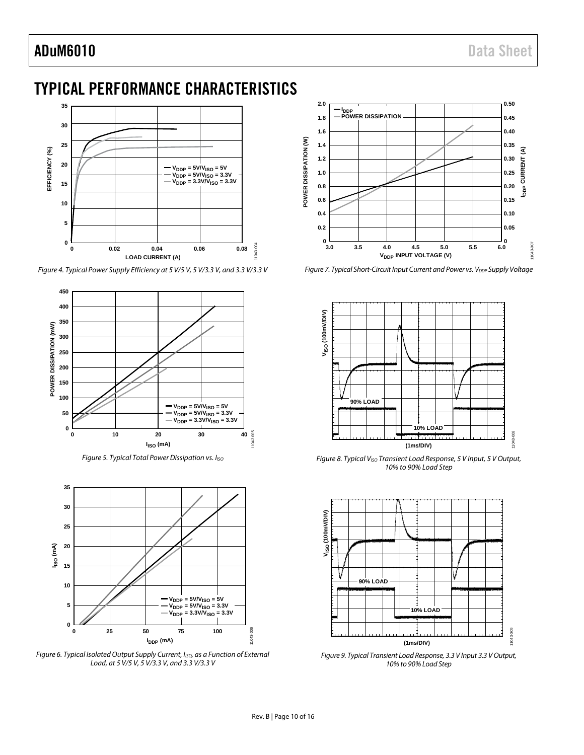# TYPICAL PERFORMANCE CHARACTERISTICS

Figure 4. Typical Power Supply Efficiency at 5 V/5 V, 5 V/3.3 V, and 3.3 V/3.3 V

Figure 5. Typical Total Power Dissipation vs. $I_{ISO}$

Figure 6. Typical Isolated Output Supply Current, $I_{ISO}$, as a Function of External Load, at 5 V/5 V, 5 V/3.3 V, and 3.3 V/3.3 V

Figure 7. Typical Short-Circuit Input Current and Power vs. $V_{DDP}$ Supply Voltage

Figure 8. Typical $V_{ISO}$ Transient Load Response, 5 V Input, 5 V Output, 10% to 90% Load Step

Figure 9. Typical Transient Load Response, 3.3 V Input 3.3 V Output, 10% to 90% Load Step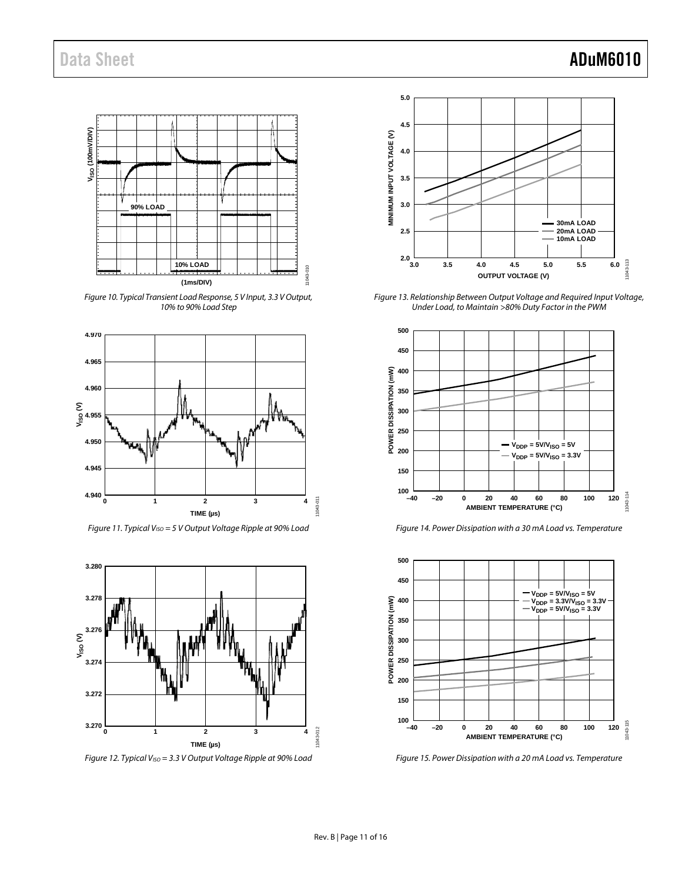Figure 10. Typical Transient Load Response, 5 V Input, 3.3 V Output, 10% to 90% Load Step

Figure 11. Typical $V_{ISO}$ = 5 V Output Voltage Ripple at 90% Load

Figure 12. Typical $V_{ISO}$ = 3.3 V Output Voltage Ripple at 90% Load

Figure 13. Relationship Between Output Voltage and Required Input Voltage, Under Load, to Maintain >80% Duty Factor in the PWM

Figure 14. Power Dissipation with a 30 mA Load vs. Temperature

Figure 15. Power Dissipation with a 20 mA Load vs. Temperature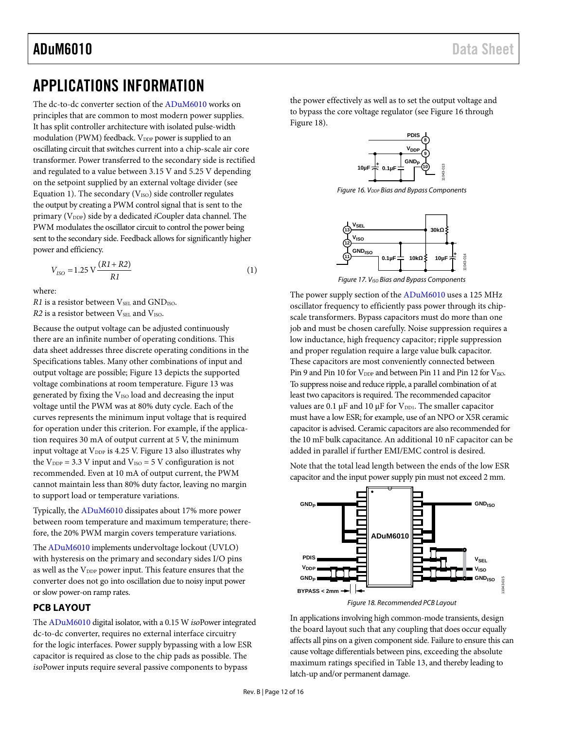# APPLICATIONS INFORMATION

The dc-to-dc converter section of the ADuM6010 works on principles that are common to most modern power supplies. It has split controller architecture with isolated pulse-width modulation (PWM) feedback. $V_{DDP}$ power is supplied to an oscillating circuit that switches current into a chip-scale air core transformer. Power transferred to the secondary side is rectified and regulated to a value between 3.15 V and 5.25 V depending on the setpoint supplied by an external voltage divider (see Equation 1). The secondary ($V_{ISO}$) side controller regulates the output by creating a PWM control signal that is sent to the primary ($V_{DDP}$) side by a dedicated *i*Coupler data channel. The PWM modulates the oscillator circuit to control the power being sent to the secondary side. Feedback allows for significantly higher power and efficiency.

$$V_{ISO} = 1.25\ \text{V}\frac{(R1 + R2)}{R1} \quad (1)$$

where:
*R1* is a resistor between $V_{SEL}$ and $GND_{ISO}$.
*R2* is a resistor between $V_{SEL}$ and $V_{ISO}$.

Because the output voltage can be adjusted continuously there are an infinite number of operating conditions. This data sheet addresses three discrete operating conditions in the Specifications tables. Many other combinations of input and output voltage are possible; Figure 13 depicts the supported voltage combinations at room temperature. Figure 13 was generated by fixing the $V_{ISO}$ load and decreasing the input voltage until the PWM was at 80% duty cycle. Each of the curves represents the minimum input voltage that is required for operation under this criterion. For example, if the application requires 30 mA of output current at 5 V, the minimum input voltage at $V_{DDP}$ is 4.25 V. Figure 13 also illustrates why the $V_{DDP}$ = 3.3 V input and $V_{ISO}$ = 5 V configuration is not recommended. Even at 10 mA of output current, the PWM cannot maintain less than 80% duty factor, leaving no margin to support load or temperature variations.

Typically, the ADuM6010 dissipates about 17% more power between room temperature and maximum temperature; therefore, the 20% PWM margin covers temperature variations.

The ADuM6010 implements undervoltage lockout (UVLO) with hysteresis on the primary and secondary sides I/O pins as well as the $V_{DDP}$ power input. This feature ensures that the converter does not go into oscillation due to noisy input power or slow power-on ramp rates.

## PCB LAYOUT

The ADuM6010 digital isolator, with a 0.15 W *iso*Power integrated dc-to-dc converter, requires no external interface circuitry for the logic interfaces. Power supply bypassing with a low ESR capacitor is required as close to the chip pads as possible. The *iso*Power inputs require several passive components to bypass the power effectively as well as to set the output voltage and to bypass the core voltage regulator (see Figure 16 through Figure 18).

Figure 16. $V_{DDP}$ Bias and Bypass Components

Figure 17. $V_{ISO}$ Bias and Bypass Components

The power supply section of the ADuM6010 uses a 125 MHz oscillator frequency to efficiently pass power through its chip-scale transformers. Bypass capacitors must do more than one job and must be chosen carefully. Noise suppression requires a low inductance, high frequency capacitor; ripple suppression and proper regulation require a large value bulk capacitor. These capacitors are most conveniently connected between Pin 9 and Pin 10 for $V_{DDP}$ and between Pin 11 and Pin 12 for $V_{ISO}$. To suppress noise and reduce ripple, a parallel combination of at least two capacitors is required. The recommended capacitor values are 0.1 µF and 10 µF for $V_{DD1}$. The smaller capacitor must have a low ESR; for example, use of an NPO or X5R ceramic capacitor is advised. Ceramic capacitors are also recommended for the 10 mF bulk capacitance. An additional 10 nF capacitor can be added in parallel if further EMI/EMC control is desired.

Note that the total lead length between the ends of the low ESR capacitor and the input power supply pin must not exceed 2 mm.

Figure 18. Recommended PCB Layout

In applications involving high common-mode transients, design the board layout such that any coupling that does occur equally affects all pins on a given component side. Failure to ensure this can cause voltage differentials between pins, exceeding the absolute maximum ratings specified in Table 13, and thereby leading to latch-up and/or permanent damage.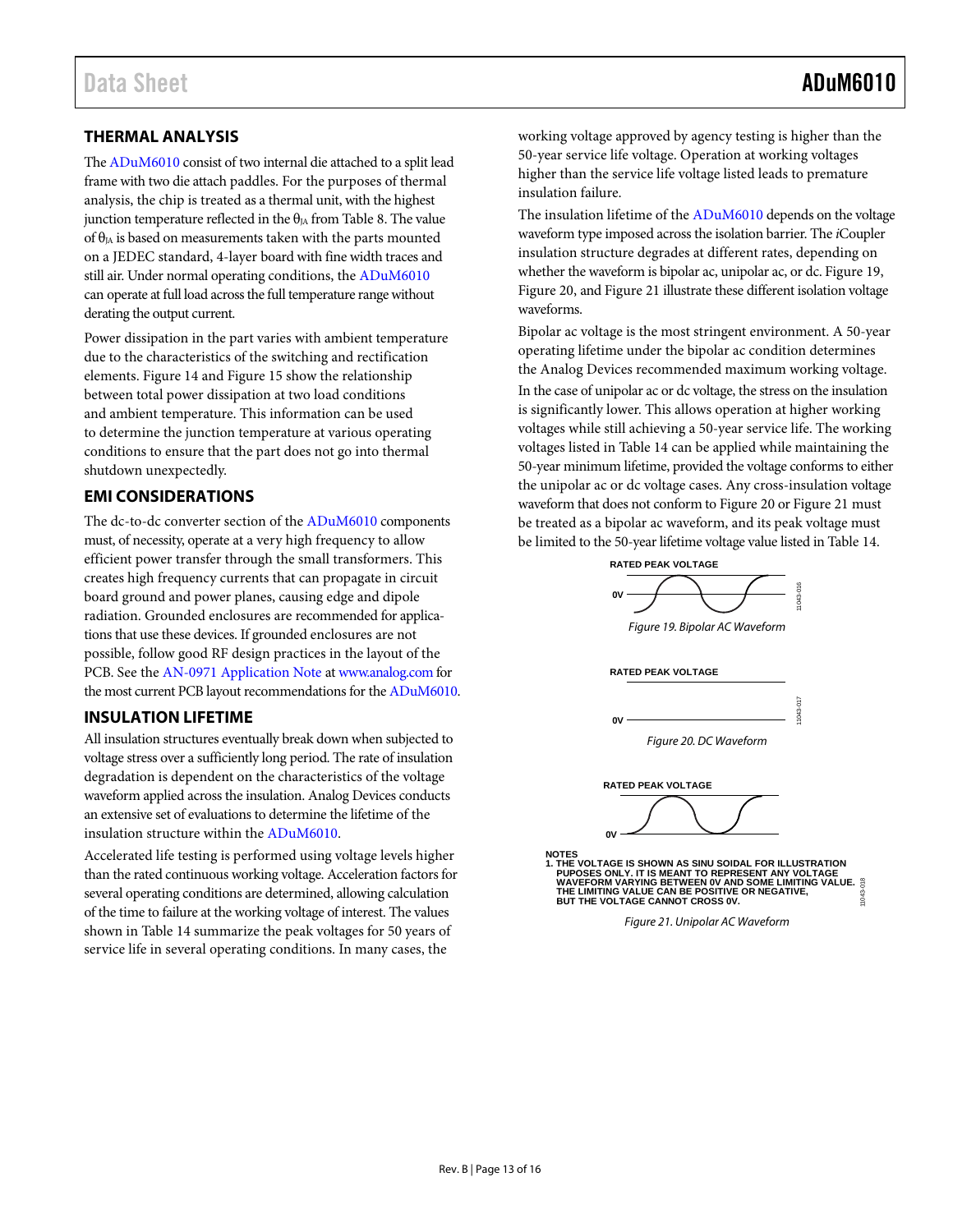## THERMAL ANALYSIS

The ADuM6010 consist of two internal die attached to a split lead frame with two die attach paddles. For the purposes of thermal analysis, the chip is treated as a thermal unit, with the highest junction temperature reflected in the $\theta_{JA}$ from Table 8. The value of $\theta_{JA}$ is based on measurements taken with the parts mounted on a JEDEC standard, 4-layer board with fine width traces and still air. Under normal operating conditions, the ADuM6010 can operate at full load across the full temperature range without derating the output current.

Power dissipation in the part varies with ambient temperature due to the characteristics of the switching and rectification elements. Figure 14 and Figure 15 show the relationship between total power dissipation at two load conditions and ambient temperature. This information can be used to determine the junction temperature at various operating conditions to ensure that the part does not go into thermal shutdown unexpectedly.

## EMI CONSIDERATIONS

The dc-to-dc converter section of the ADuM6010 components must, of necessity, operate at a very high frequency to allow efficient power transfer through the small transformers. This creates high frequency currents that can propagate in circuit board ground and power planes, causing edge and dipole radiation. Grounded enclosures are recommended for applications that use these devices. If grounded enclosures are not possible, follow good RF design practices in the layout of the PCB. See the AN-0971 Application Note at www.analog.com for the most current PCB layout recommendations for the ADuM6010.

## INSULATION LIFETIME

All insulation structures eventually break down when subjected to voltage stress over a sufficiently long period. The rate of insulation degradation is dependent on the characteristics of the voltage waveform applied across the insulation. Analog Devices conducts an extensive set of evaluations to determine the lifetime of the insulation structure within the ADuM6010.

Accelerated life testing is performed using voltage levels higher than the rated continuous working voltage. Acceleration factors for several operating conditions are determined, allowing calculation of the time to failure at the working voltage of interest. The values shown in Table 14 summarize the peak voltages for 50 years of service life in several operating conditions. In many cases, the working voltage approved by agency testing is higher than the 50-year service life voltage. Operation at working voltages higher than the service life voltage listed leads to premature insulation failure.

The insulation lifetime of the ADuM6010 depends on the voltage waveform type imposed across the isolation barrier. The *i*Coupler insulation structure degrades at different rates, depending on whether the waveform is bipolar ac, unipolar ac, or dc. Figure 19, Figure 20, and Figure 21 illustrate these different isolation voltage waveforms.

Bipolar ac voltage is the most stringent environment. A 50-year operating lifetime under the bipolar ac condition determines the Analog Devices recommended maximum working voltage.

In the case of unipolar ac or dc voltage, the stress on the insulation is significantly lower. This allows operation at higher working voltages while still achieving a 50-year service life. The working voltages listed in Table 14 can be applied while maintaining the 50-year minimum lifetime, provided the voltage conforms to either the unipolar ac or dc voltage cases. Any cross-insulation voltage waveform that does not conform to Figure 20 or Figure 21 must be treated as a bipolar ac waveform, and its peak voltage must be limited to the 50-year lifetime voltage value listed in Table 14.

RATED PEAK VOLTAGE

0V

Figure 19. Bipolar AC Waveform

RATED PEAK VOLTAGE

0V

Figure 20. DC Waveform

RATED PEAK VOLTAGE

0V

NOTES
1. THE VOLTAGE IS SHOWN AS SINU SOIDAL FOR ILLUSTRATION PUPOSES ONLY. IT IS MEANT TO REPRESENT ANY VOLTAGE WAVEFORM VARYING BETWEEN 0V AND SOME LIMITING VALUE. THE LIMITING VALUE CAN BE POSITIVE OR NEGATIVE, BUT THE VOLTAGE CANNOT CROSS 0V.

Figure 21. Unipolar AC Waveform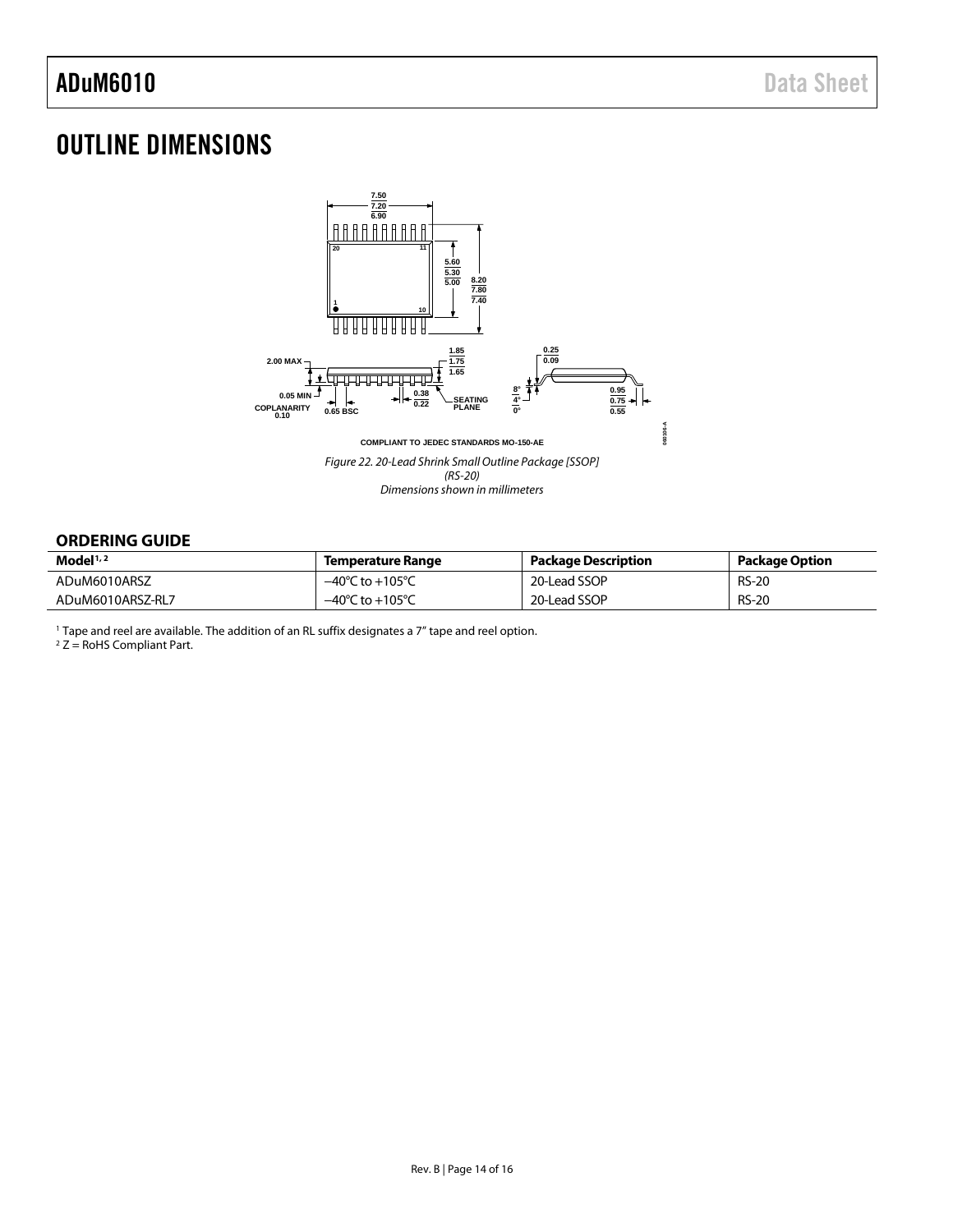# OUTLINE DIMENSIONS

COMPLIANT TO JEDEC STANDARDS MO-150-AE

*Figure 22. 20-Lead Shrink Small Outline Package [SSOP] (RS-20) Dimensions shown in millimeters*

## ORDERING GUIDE

| Model[1, 2] | Temperature Range | Package Description | Package Option |
|---|---|---|---|
| ADuM6010ARSZ | −40°C to +105°C | 20-Lead SSOP | RS-20 |
| ADuM6010ARSZ-RL7 | −40°C to +105°C | 20-Lead SSOP | RS-20 |

[1] Tape and reel are available. The addition of an RL suffix designates a 7" tape and reel option.
[2] Z = RoHS Compliant Part.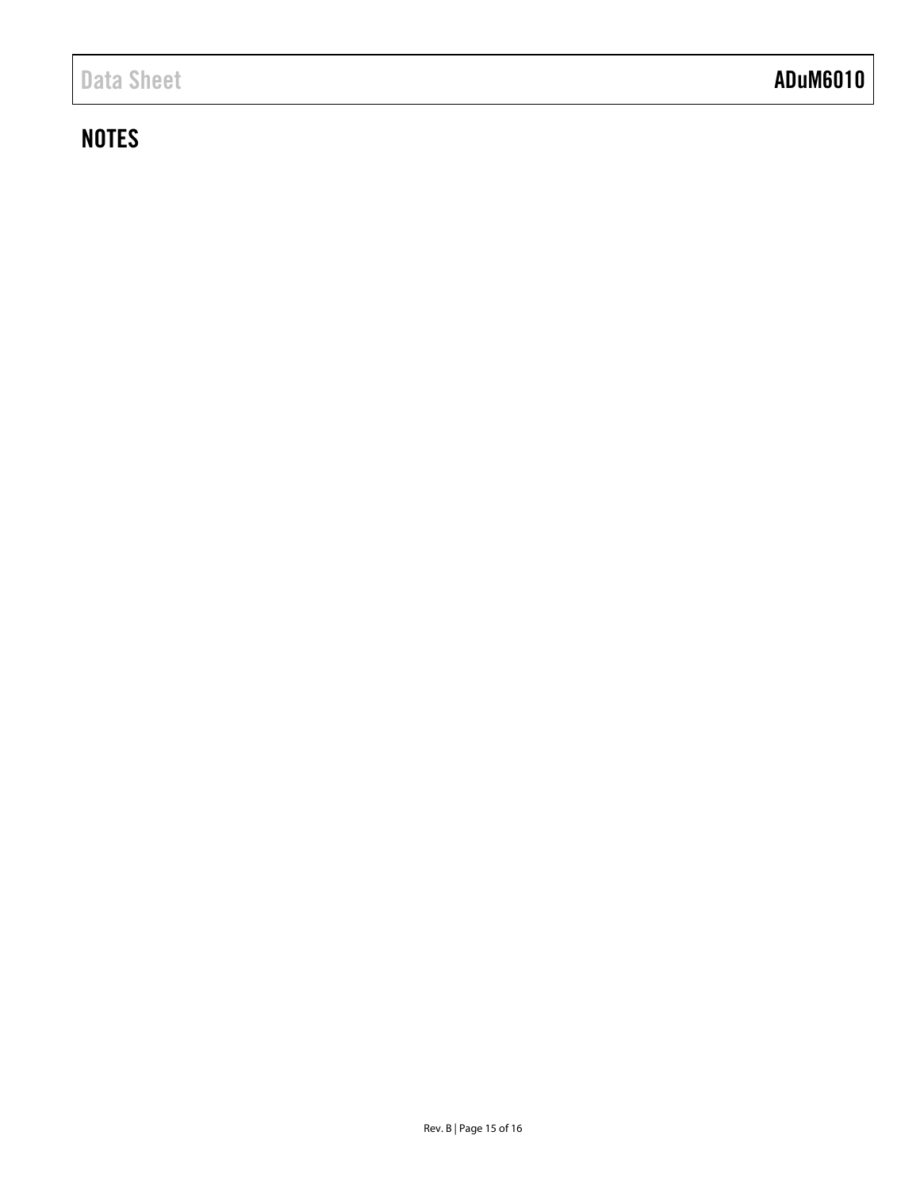## NOTES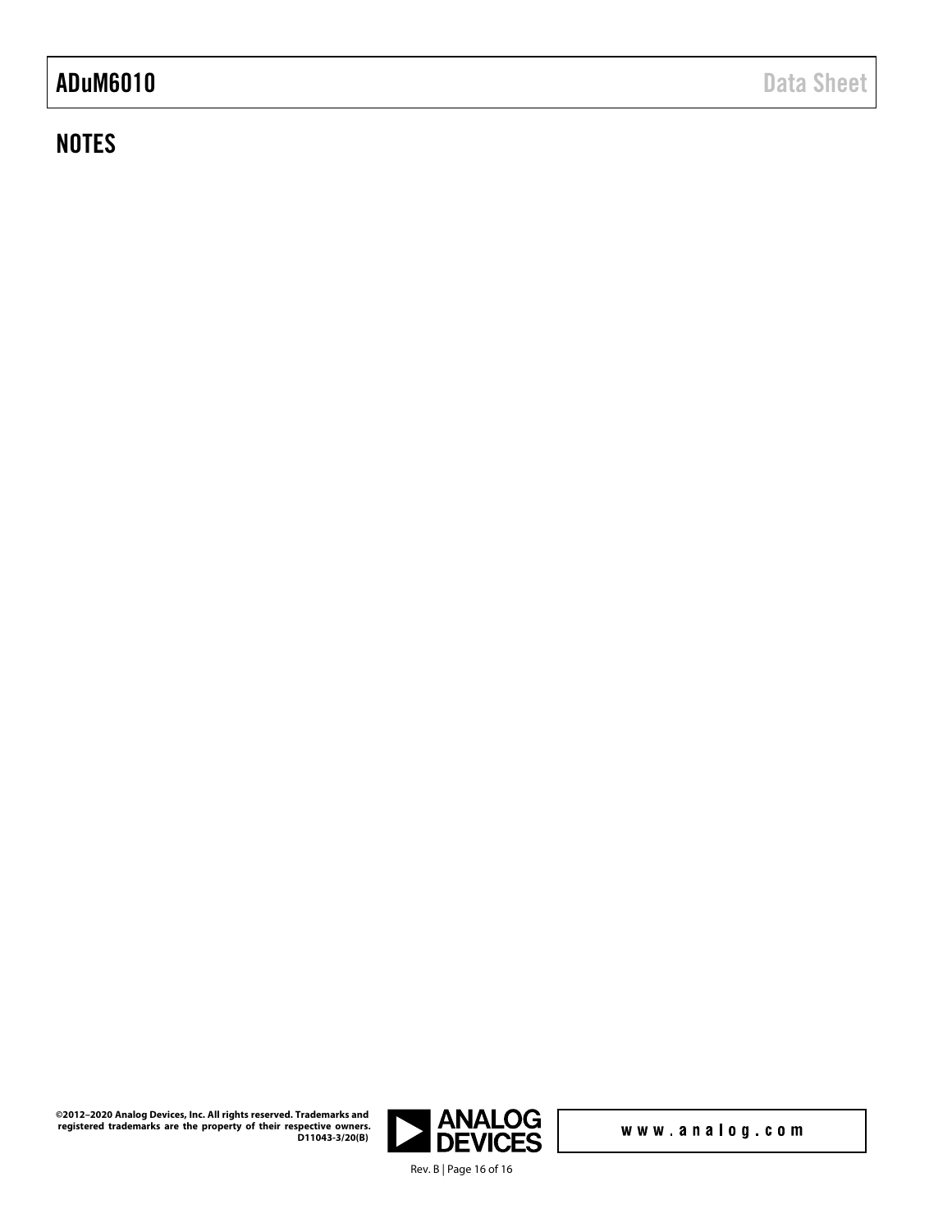## NOTES

©2012–2020 Analog Devices, Inc. All rights reserved. Trademarks and registered trademarks are the property of their respective owners. D11043-3/20(B)

www.analog.com